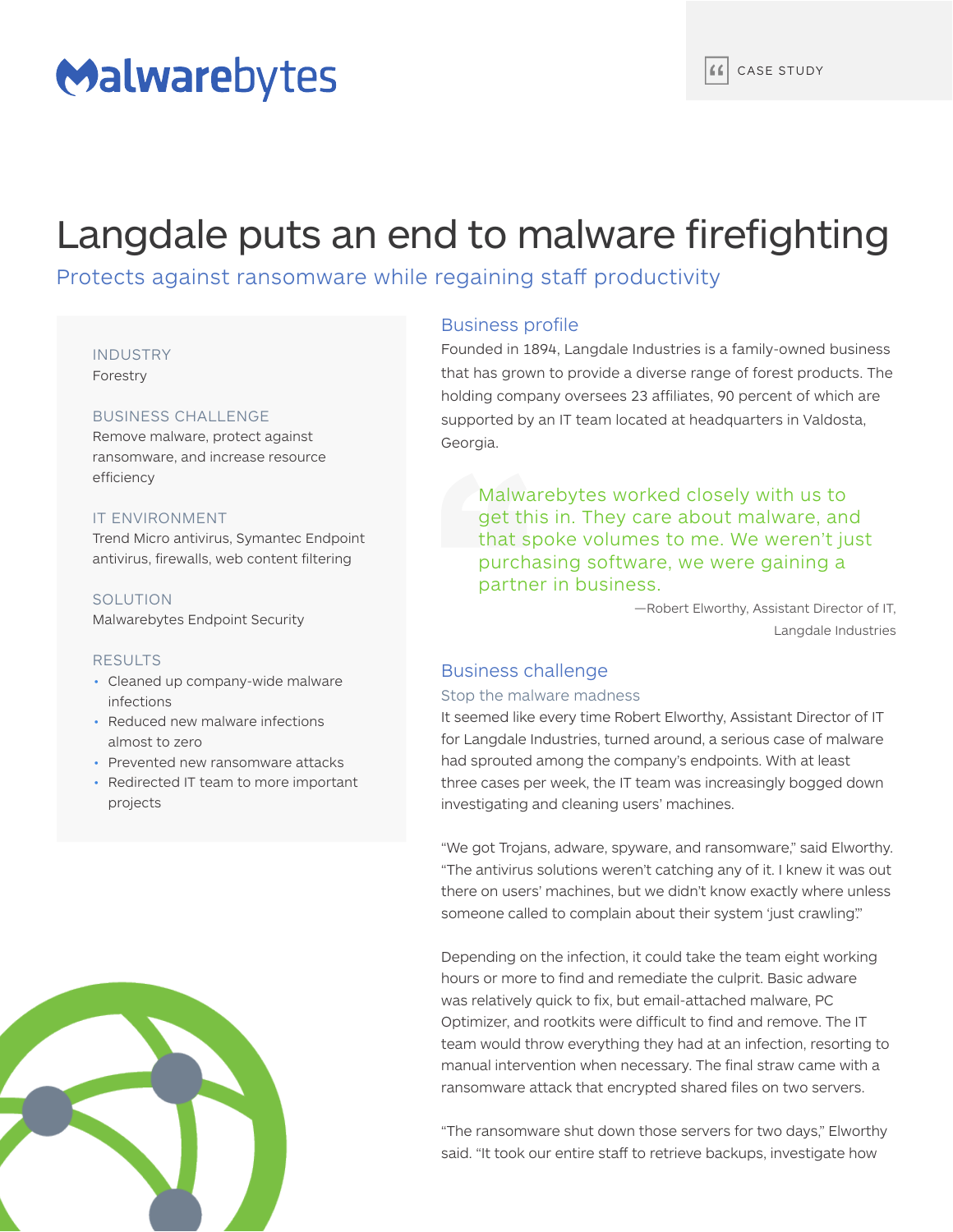Malwarebytes

CASE STUDY

# Langdale puts an end to malware firefighting

## Protects against ransomware while regaining staff productivity

**INDUSTRY**
Forestry

**BUSINESS CHALLENGE**
Remove malware, protect against ransomware, and increase resource efficiency

**IT ENVIRONMENT**
Trend Micro antivirus, Symantec Endpoint antivirus, firewalls, web content filtering

**SOLUTION**
Malwarebytes Endpoint Security

**RESULTS**

- Cleaned up company-wide malware infections
- Reduced new malware infections almost to zero
- Prevented new ransomware attacks
- Redirected IT team to more important projects

### Business profile

Founded in 1894, Langdale Industries is a family-owned business that has grown to provide a diverse range of forest products. The holding company oversees 23 affiliates, 90 percent of which are supported by an IT team located at headquarters in Valdosta, Georgia.

> Malwarebytes worked closely with us to get this in. They care about malware, and that spoke volumes to me. We weren't just purchasing software, we were gaining a partner in business.
>
> —Robert Elworthy, Assistant Director of IT, Langdale Industries

### Business challenge

#### Stop the malware madness

It seemed like every time Robert Elworthy, Assistant Director of IT for Langdale Industries, turned around, a serious case of malware had sprouted among the company's endpoints. With at least three cases per week, the IT team was increasingly bogged down investigating and cleaning users' machines.

"We got Trojans, adware, spyware, and ransomware," said Elworthy. "The antivirus solutions weren't catching any of it. I knew it was out there on users' machines, but we didn't know exactly where unless someone called to complain about their system 'just crawling'."

Depending on the infection, it could take the team eight working hours or more to find and remediate the culprit. Basic adware was relatively quick to fix, but email-attached malware, PC Optimizer, and rootkits were difficult to find and remove. The IT team would throw everything they had at an infection, resorting to manual intervention when necessary. The final straw came with a ransomware attack that encrypted shared files on two servers.

"The ransomware shut down those servers for two days," Elworthy said. "It took our entire staff to retrieve backups, investigate how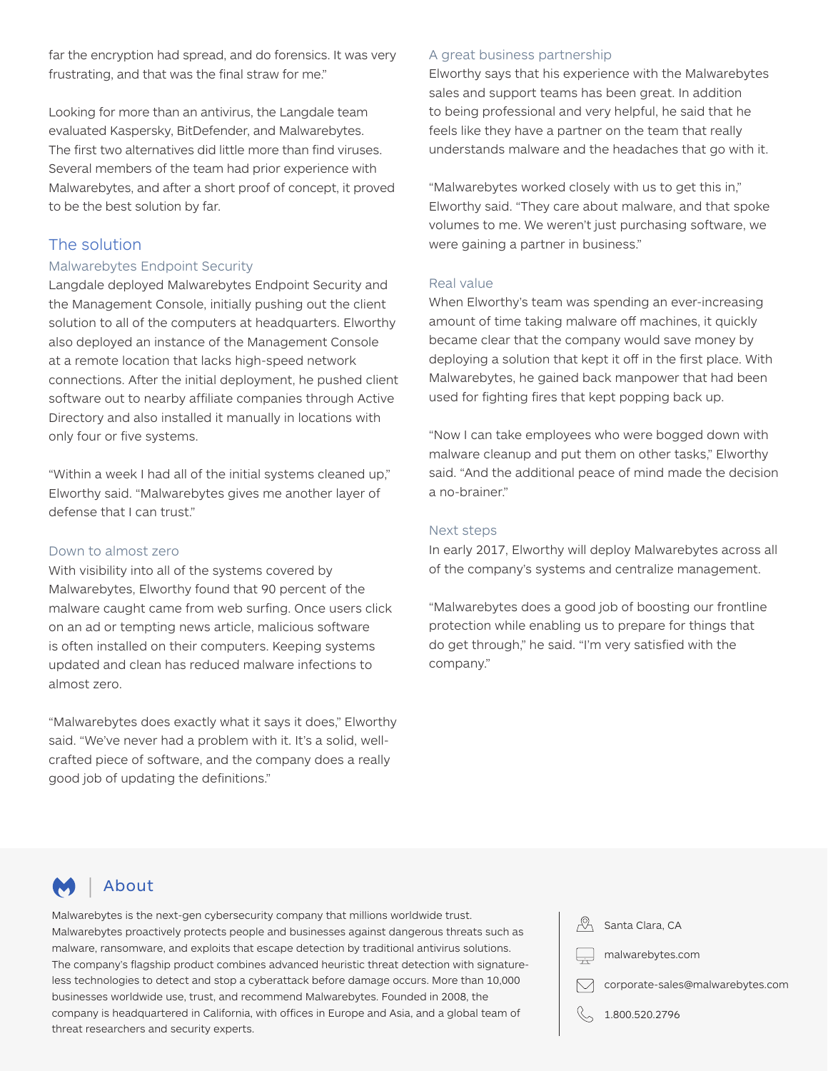far the encryption had spread, and do forensics. It was very frustrating, and that was the final straw for me."

Looking for more than an antivirus, the Langdale team evaluated Kaspersky, BitDefender, and Malwarebytes. The first two alternatives did little more than find viruses. Several members of the team had prior experience with Malwarebytes, and after a short proof of concept, it proved to be the best solution by far.

## The solution

### Malwarebytes Endpoint Security

Langdale deployed Malwarebytes Endpoint Security and the Management Console, initially pushing out the client solution to all of the computers at headquarters. Elworthy also deployed an instance of the Management Console at a remote location that lacks high-speed network connections. After the initial deployment, he pushed client software out to nearby affiliate companies through Active Directory and also installed it manually in locations with only four or five systems.

"Within a week I had all of the initial systems cleaned up," Elworthy said. "Malwarebytes gives me another layer of defense that I can trust."

### Down to almost zero

With visibility into all of the systems covered by Malwarebytes, Elworthy found that 90 percent of the malware caught came from web surfing. Once users click on an ad or tempting news article, malicious software is often installed on their computers. Keeping systems updated and clean has reduced malware infections to almost zero.

"Malwarebytes does exactly what it says it does," Elworthy said. "We've never had a problem with it. It's a solid, well-crafted piece of software, and the company does a really good job of updating the definitions."

### A great business partnership

Elworthy says that his experience with the Malwarebytes sales and support teams has been great. In addition to being professional and very helpful, he said that he feels like they have a partner on the team that really understands malware and the headaches that go with it.

"Malwarebytes worked closely with us to get this in," Elworthy said. "They care about malware, and that spoke volumes to me. We weren't just purchasing software, we were gaining a partner in business."

### Real value

When Elworthy's team was spending an ever-increasing amount of time taking malware off machines, it quickly became clear that the company would save money by deploying a solution that kept it off in the first place. With Malwarebytes, he gained back manpower that had been used for fighting fires that kept popping back up.

"Now I can take employees who were bogged down with malware cleanup and put them on other tasks," Elworthy said. "And the additional peace of mind made the decision a no-brainer."

### Next steps

In early 2017, Elworthy will deploy Malwarebytes across all of the company's systems and centralize management.

"Malwarebytes does a good job of boosting our frontline protection while enabling us to prepare for things that do get through," he said. "I'm very satisfied with the company."

## About

Malwarebytes is the next-gen cybersecurity company that millions worldwide trust. Malwarebytes proactively protects people and businesses against dangerous threats such as malware, ransomware, and exploits that escape detection by traditional antivirus solutions. The company's flagship product combines advanced heuristic threat detection with signature-less technologies to detect and stop a cyberattack before damage occurs. More than 10,000 businesses worldwide use, trust, and recommend Malwarebytes. Founded in 2008, the company is headquartered in California, with offices in Europe and Asia, and a global team of threat researchers and security experts.

Santa Clara, CA

malwarebytes.com

corporate-sales@malwarebytes.com

1.800.520.2796